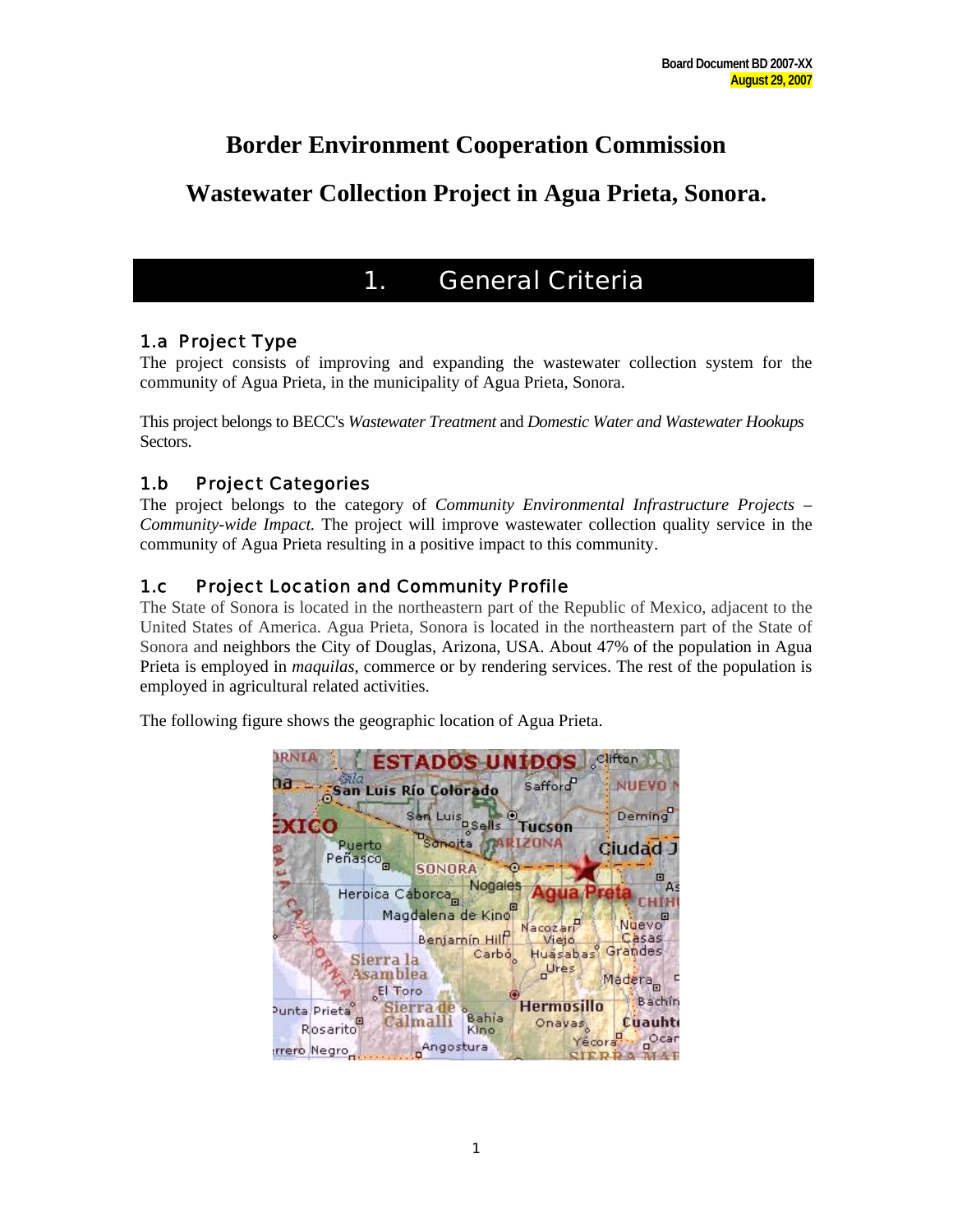Board Document BD 2007-XX
August 29, 2007

# Border Environment Cooperation Commission

# Wastewater Collection Project in Agua Prieta, Sonora.

## 1. General Criteria

### 1.a Project Type

The project consists of improving and expanding the wastewater collection system for the community of Agua Prieta, in the municipality of Agua Prieta, Sonora.

This project belongs to BECC's *Wastewater Treatment* and *Domestic Water and Wastewater Hookups* Sectors.

### 1.b Project Categories

The project belongs to the category of *Community Environmental Infrastructure Projects – Community-wide Impact*. The project will improve wastewater collection quality service in the community of Agua Prieta resulting in a positive impact to this community.

### 1.c Project Location and Community Profile

The State of Sonora is located in the northeastern part of the Republic of Mexico, adjacent to the United States of America. Agua Prieta, Sonora is located in the northeastern part of the State of Sonora and neighbors the City of Douglas, Arizona, USA. About 47% of the population in Agua Prieta is employed in *maquilas*, commerce or by rendering services. The rest of the population is employed in agricultural related activities.

The following figure shows the geographic location of Agua Prieta.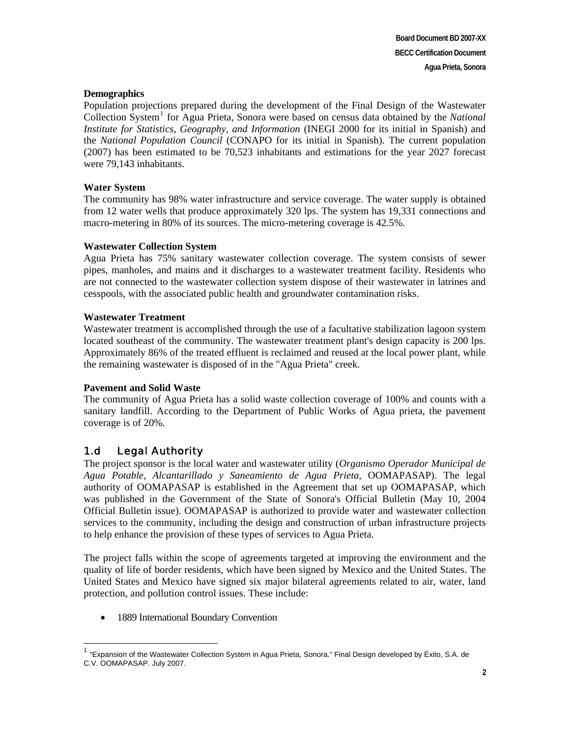**Demographics**
Population projections prepared during the development of the Final Design of the Wastewater Collection System[1] for Agua Prieta, Sonora were based on census data obtained by the *National Institute for Statistics, Geography, and Information* (INEGI 2000 for its initial in Spanish) and the *National Population Council* (CONAPO for its initial in Spanish). The current population (2007) has been estimated to be 70,523 inhabitants and estimations for the year 2027 forecast were 79,143 inhabitants.

**Water System**
The community has 98% water infrastructure and service coverage. The water supply is obtained from 12 water wells that produce approximately 320 lps. The system has 19,331 connections and macro-metering in 80% of its sources. The micro-metering coverage is 42.5%.

**Wastewater Collection System**
Agua Prieta has 75% sanitary wastewater collection coverage. The system consists of sewer pipes, manholes, and mains and it discharges to a wastewater treatment facility. Residents who are not connected to the wastewater collection system dispose of their wastewater in latrines and cesspools, with the associated public health and groundwater contamination risks.

**Wastewater Treatment**
Wastewater treatment is accomplished through the use of a facultative stabilization lagoon system located southeast of the community. The wastewater treatment plant's design capacity is 200 lps. Approximately 86% of the treated effluent is reclaimed and reused at the local power plant, while the remaining wastewater is disposed of in the "Agua Prieta" creek.

**Pavement and Solid Waste**
The community of Agua Prieta has a solid waste collection coverage of 100% and counts with a sanitary landfill. According to the Department of Public Works of Agua prieta, the pavement coverage is of 20%.

## 1.d Legal Authority

The project sponsor is the local water and wastewater utility (*Organismo Operador Municipal de Agua Potable, Alcantarillado y Saneamiento de Agua Prieta,* OOMAPASAP). The legal authority of OOMAPASAP is established in the Agreement that set up OOMAPASAP, which was published in the Government of the State of Sonora's Official Bulletin (May 10, 2004 Official Bulletin issue). OOMAPASAP is authorized to provide water and wastewater collection services to the community, including the design and construction of urban infrastructure projects to help enhance the provision of these types of services to Agua Prieta.

The project falls within the scope of agreements targeted at improving the environment and the quality of life of border residents, which have been signed by Mexico and the United States. The United States and Mexico have signed six major bilateral agreements related to air, water, land protection, and pollution control issues. These include:

- 1889 International Boundary Convention

---

[1] "Expansion of the Wastewater Collection System in Agua Prieta, Sonora." Final Design developed by Éxito, S.A. de C.V. OOMAPASAP. July 2007.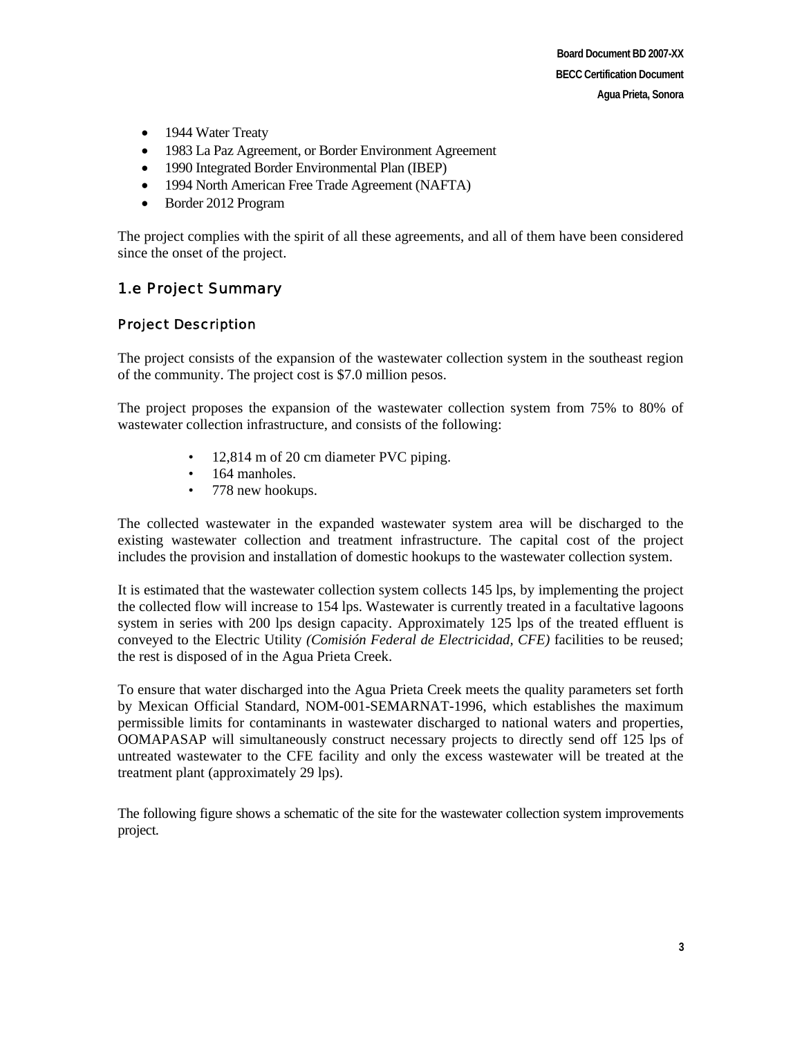- 1944 Water Treaty
- 1983 La Paz Agreement, or Border Environment Agreement
- 1990 Integrated Border Environmental Plan (IBEP)
- 1994 North American Free Trade Agreement (NAFTA)
- Border 2012 Program

The project complies with the spirit of all these agreements, and all of them have been considered since the onset of the project.

## 1.e Project Summary

### Project Description

The project consists of the expansion of the wastewater collection system in the southeast region of the community. The project cost is $7.0 million pesos.

The project proposes the expansion of the wastewater collection system from 75% to 80% of wastewater collection infrastructure, and consists of the following:

- 12,814 m of 20 cm diameter PVC piping.
- 164 manholes.
- 778 new hookups.

The collected wastewater in the expanded wastewater system area will be discharged to the existing wastewater collection and treatment infrastructure. The capital cost of the project includes the provision and installation of domestic hookups to the wastewater collection system.

It is estimated that the wastewater collection system collects 145 lps, by implementing the project the collected flow will increase to 154 lps. Wastewater is currently treated in a facultative lagoons system in series with 200 lps design capacity. Approximately 125 lps of the treated effluent is conveyed to the Electric Utility *(Comisión Federal de Electricidad, CFE)* facilities to be reused; the rest is disposed of in the Agua Prieta Creek.

To ensure that water discharged into the Agua Prieta Creek meets the quality parameters set forth by Mexican Official Standard, NOM-001-SEMARNAT-1996, which establishes the maximum permissible limits for contaminants in wastewater discharged to national waters and properties, OOMAPASAP will simultaneously construct necessary projects to directly send off 125 lps of untreated wastewater to the CFE facility and only the excess wastewater will be treated at the treatment plant (approximately 29 lps).

The following figure shows a schematic of the site for the wastewater collection system improvements project.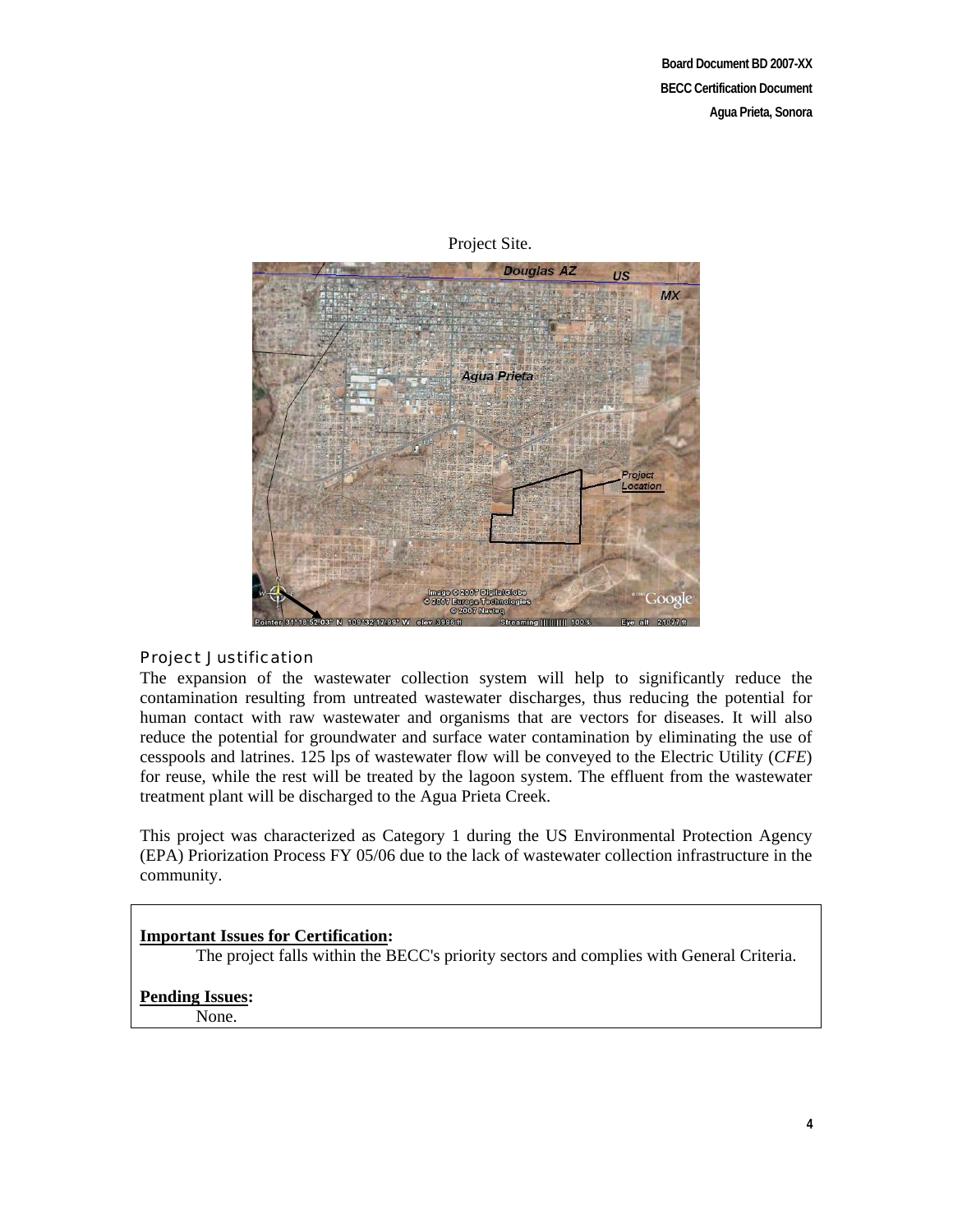Project Site.

## Project Justification

The expansion of the wastewater collection system will help to significantly reduce the contamination resulting from untreated wastewater discharges, thus reducing the potential for human contact with raw wastewater and organisms that are vectors for diseases. It will also reduce the potential for groundwater and surface water contamination by eliminating the use of cesspools and latrines. 125 lps of wastewater flow will be conveyed to the Electric Utility (*CFE*) for reuse, while the rest will be treated by the lagoon system. The effluent from the wastewater treatment plant will be discharged to the Agua Prieta Creek.

This project was characterized as Category 1 during the US Environmental Protection Agency (EPA) Priorization Process FY 05/06 due to the lack of wastewater collection infrastructure in the community.

**Important Issues for Certification:**

The project falls within the BECC's priority sectors and complies with General Criteria.

**Pending Issues:**

None.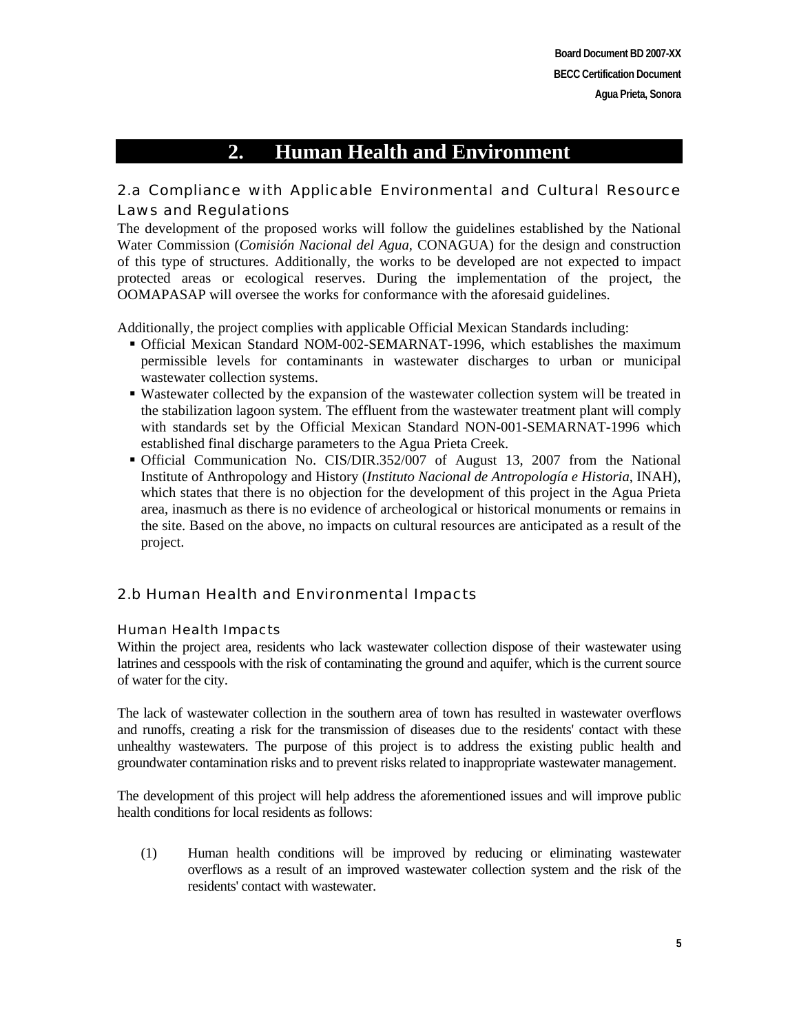# 2. Human Health and Environment

## 2.a Compliance with Applicable Environmental and Cultural Resource Laws and Regulations

The development of the proposed works will follow the guidelines established by the National Water Commission (*Comisión Nacional del Agua,* CONAGUA) for the design and construction of this type of structures. Additionally, the works to be developed are not expected to impact protected areas or ecological reserves. During the implementation of the project, the OOMAPASAP will oversee the works for conformance with the aforesaid guidelines.

Additionally, the project complies with applicable Official Mexican Standards including:

- Official Mexican Standard NOM-002-SEMARNAT-1996, which establishes the maximum permissible levels for contaminants in wastewater discharges to urban or municipal wastewater collection systems.
- Wastewater collected by the expansion of the wastewater collection system will be treated in the stabilization lagoon system. The effluent from the wastewater treatment plant will comply with standards set by the Official Mexican Standard NON-001-SEMARNAT-1996 which established final discharge parameters to the Agua Prieta Creek.
- Official Communication No. CIS/DIR.352/007 of August 13, 2007 from the National Institute of Anthropology and History (*Instituto Nacional de Antropología e Historia*, INAH), which states that there is no objection for the development of this project in the Agua Prieta area, inasmuch as there is no evidence of archeological or historical monuments or remains in the site. Based on the above, no impacts on cultural resources are anticipated as a result of the project.

## 2.b Human Health and Environmental Impacts

### Human Health Impacts

Within the project area, residents who lack wastewater collection dispose of their wastewater using latrines and cesspools with the risk of contaminating the ground and aquifer, which is the current source of water for the city.

The lack of wastewater collection in the southern area of town has resulted in wastewater overflows and runoffs, creating a risk for the transmission of diseases due to the residents' contact with these unhealthy wastewaters. The purpose of this project is to address the existing public health and groundwater contamination risks and to prevent risks related to inappropriate wastewater management.

The development of this project will help address the aforementioned issues and will improve public health conditions for local residents as follows:

(1) Human health conditions will be improved by reducing or eliminating wastewater overflows as a result of an improved wastewater collection system and the risk of the residents' contact with wastewater.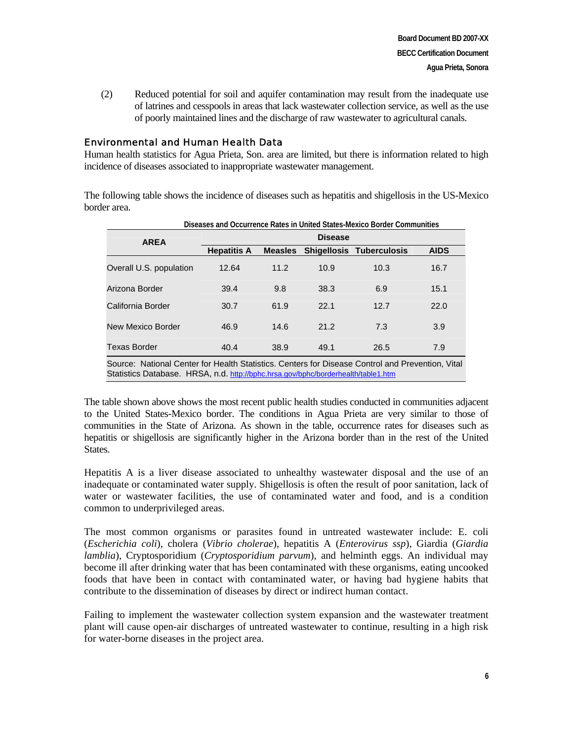(2) Reduced potential for soil and aquifer contamination may result from the inadequate use of latrines and cesspools in areas that lack wastewater collection service, as well as the use of poorly maintained lines and the discharge of raw wastewater to agricultural canals.

## Environmental and Human Health Data

Human health statistics for Agua Prieta, Son. area are limited, but there is information related to high incidence of diseases associated to inappropriate wastewater management.

The following table shows the incidence of diseases such as hepatitis and shigellosis in the US-Mexico border area.

**Diseases and Occurrence Rates in United States-Mexico Border Communities**

| AREA | Disease | | | | |
|---|---|---|---|---|---|
| | **Hepatitis A** | **Measles** | **Shigellosis** | **Tuberculosis** | **AIDS** |
| Overall U.S. population | 12.64 | 11.2 | 10.9 | 10.3 | 16.7 |
| Arizona Border | 39.4 | 9.8 | 38.3 | 6.9 | 15.1 |
| California Border | 30.7 | 61.9 | 22.1 | 12.7 | 22.0 |
| New Mexico Border | 46.9 | 14.6 | 21.2 | 7.3 | 3.9 |
| Texas Border | 40.4 | 38.9 | 49.1 | 26.5 | 7.9 |

Source: National Center for Health Statistics. Centers for Disease Control and Prevention, Vital Statistics Database. HRSA, n.d. http://bphc.hrsa.gov/bphc/borderhealth/table1.htm

The table shown above shows the most recent public health studies conducted in communities adjacent to the United States-Mexico border. The conditions in Agua Prieta are very similar to those of communities in the State of Arizona. As shown in the table, occurrence rates for diseases such as hepatitis or shigellosis are significantly higher in the Arizona border than in the rest of the United States.

Hepatitis A is a liver disease associated to unhealthy wastewater disposal and the use of an inadequate or contaminated water supply. Shigellosis is often the result of poor sanitation, lack of water or wastewater facilities, the use of contaminated water and food, and is a condition common to underprivileged areas.

The most common organisms or parasites found in untreated wastewater include: E. coli (*Escherichia coli*), cholera (*Vibrio cholerae*), hepatitis A (*Enterovirus ssp*), Giardia (*Giardia lamblia*), Cryptosporidium (*Cryptosporidium parvum*), and helminth eggs. An individual may become ill after drinking water that has been contaminated with these organisms, eating uncooked foods that have been in contact with contaminated water, or having bad hygiene habits that contribute to the dissemination of diseases by direct or indirect human contact.

Failing to implement the wastewater collection system expansion and the wastewater treatment plant will cause open-air discharges of untreated wastewater to continue, resulting in a high risk for water-borne diseases in the project area.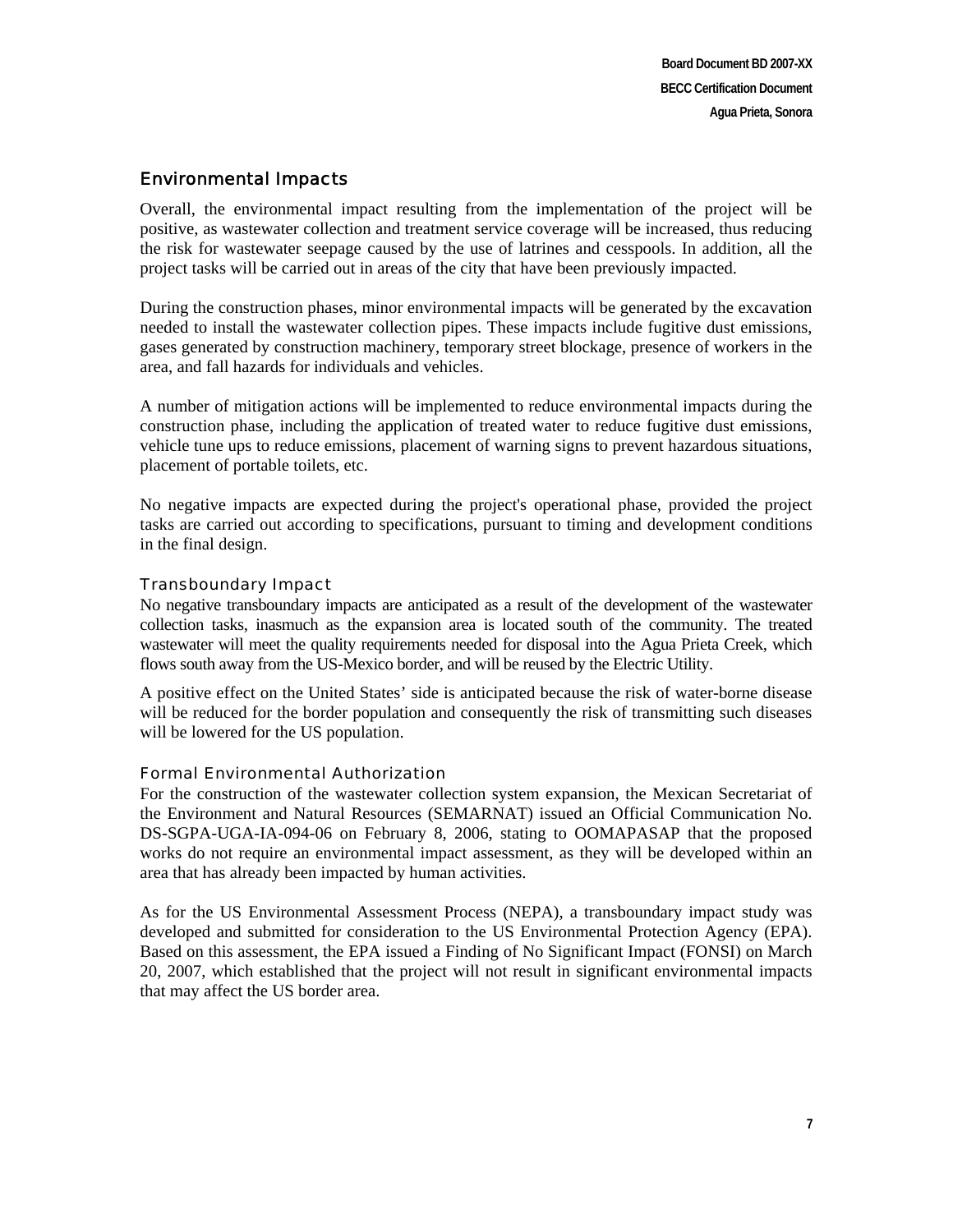## Environmental Impacts

Overall, the environmental impact resulting from the implementation of the project will be positive, as wastewater collection and treatment service coverage will be increased, thus reducing the risk for wastewater seepage caused by the use of latrines and cesspools. In addition, all the project tasks will be carried out in areas of the city that have been previously impacted.

During the construction phases, minor environmental impacts will be generated by the excavation needed to install the wastewater collection pipes. These impacts include fugitive dust emissions, gases generated by construction machinery, temporary street blockage, presence of workers in the area, and fall hazards for individuals and vehicles.

A number of mitigation actions will be implemented to reduce environmental impacts during the construction phase, including the application of treated water to reduce fugitive dust emissions, vehicle tune ups to reduce emissions, placement of warning signs to prevent hazardous situations, placement of portable toilets, etc.

No negative impacts are expected during the project's operational phase, provided the project tasks are carried out according to specifications, pursuant to timing and development conditions in the final design.

### Transboundary Impact

No negative transboundary impacts are anticipated as a result of the development of the wastewater collection tasks, inasmuch as the expansion area is located south of the community. The treated wastewater will meet the quality requirements needed for disposal into the Agua Prieta Creek, which flows south away from the US-Mexico border, and will be reused by the Electric Utility.

A positive effect on the United States' side is anticipated because the risk of water-borne disease will be reduced for the border population and consequently the risk of transmitting such diseases will be lowered for the US population.

### Formal Environmental Authorization

For the construction of the wastewater collection system expansion, the Mexican Secretariat of the Environment and Natural Resources (SEMARNAT) issued an Official Communication No. DS-SGPA-UGA-IA-094-06 on February 8, 2006, stating to OOMAPASAP that the proposed works do not require an environmental impact assessment, as they will be developed within an area that has already been impacted by human activities.

As for the US Environmental Assessment Process (NEPA), a transboundary impact study was developed and submitted for consideration to the US Environmental Protection Agency (EPA). Based on this assessment, the EPA issued a Finding of No Significant Impact (FONSI) on March 20, 2007, which established that the project will not result in significant environmental impacts that may affect the US border area.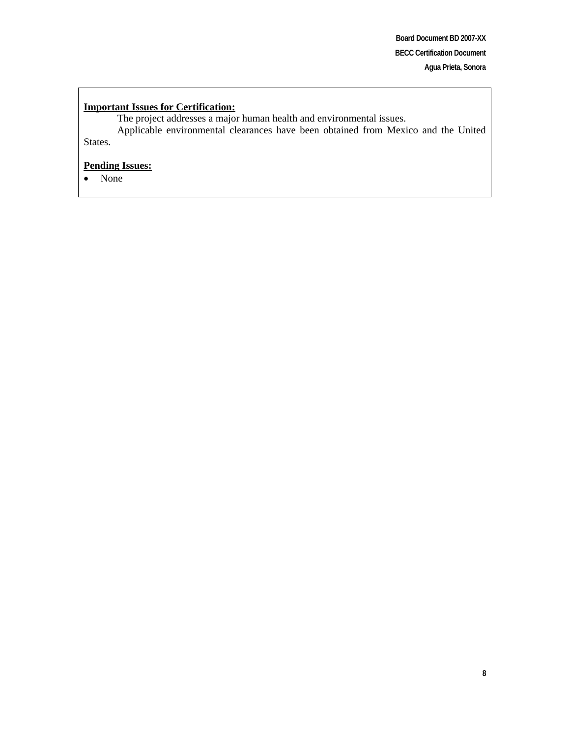**<u>Important Issues for Certification:</u>**

The project addresses a major human health and environmental issues.

Applicable environmental clearances have been obtained from Mexico and the United States.

**<u>Pending Issues:</u>**

- None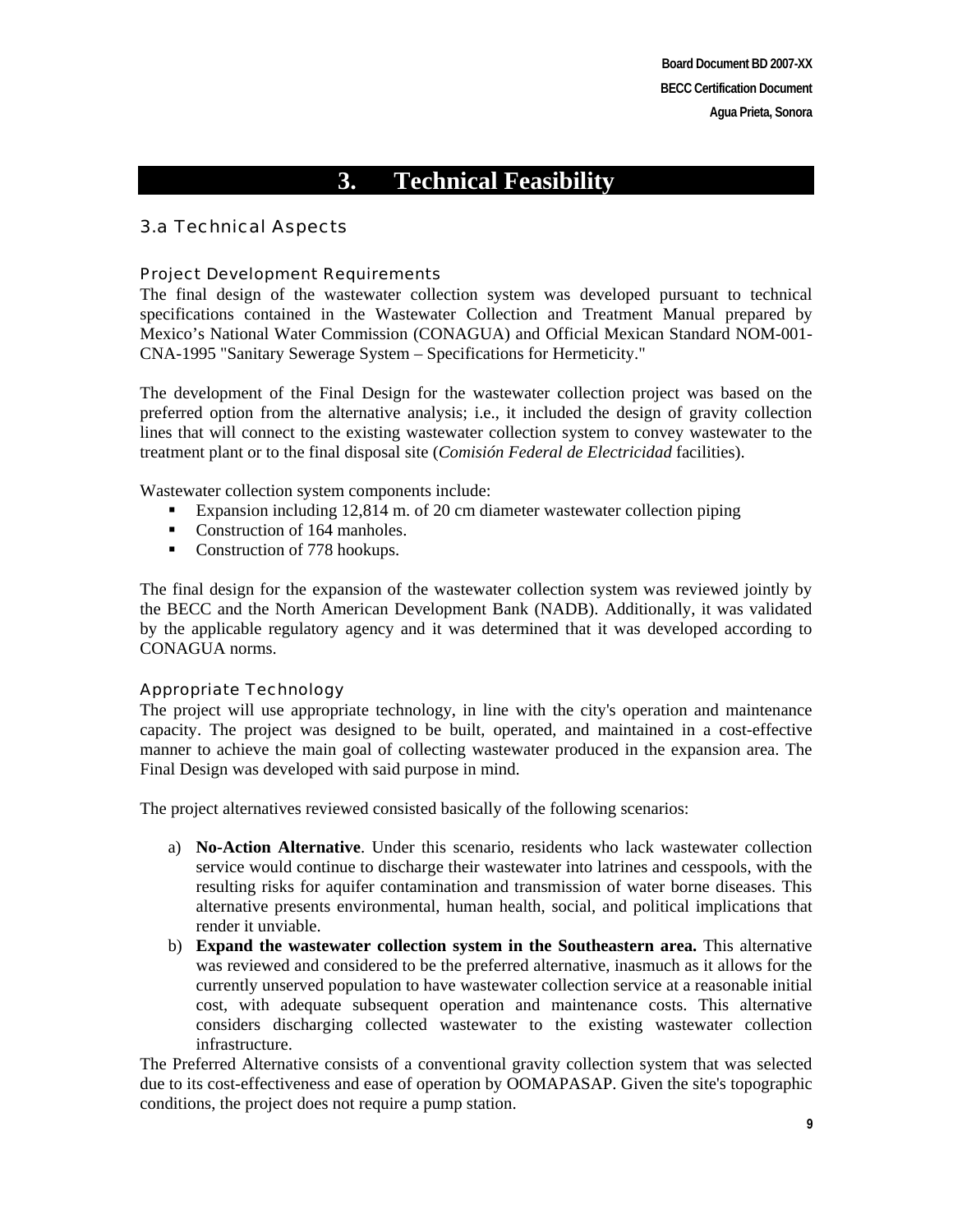# 3. Technical Feasibility

## 3.a Technical Aspects

### Project Development Requirements

The final design of the wastewater collection system was developed pursuant to technical specifications contained in the Wastewater Collection and Treatment Manual prepared by Mexico's National Water Commission (CONAGUA) and Official Mexican Standard NOM-001-CNA-1995 "Sanitary Sewerage System – Specifications for Hermeticity."

The development of the Final Design for the wastewater collection project was based on the preferred option from the alternative analysis; i.e., it included the design of gravity collection lines that will connect to the existing wastewater collection system to convey wastewater to the treatment plant or to the final disposal site (*Comisión Federal de Electricidad* facilities).

Wastewater collection system components include:

- Expansion including 12,814 m. of 20 cm diameter wastewater collection piping
- Construction of 164 manholes.
- Construction of 778 hookups.

The final design for the expansion of the wastewater collection system was reviewed jointly by the BECC and the North American Development Bank (NADB). Additionally, it was validated by the applicable regulatory agency and it was determined that it was developed according to CONAGUA norms.

### Appropriate Technology

The project will use appropriate technology, in line with the city's operation and maintenance capacity. The project was designed to be built, operated, and maintained in a cost-effective manner to achieve the main goal of collecting wastewater produced in the expansion area. The Final Design was developed with said purpose in mind.

The project alternatives reviewed consisted basically of the following scenarios:

a) **No-Action Alternative**. Under this scenario, residents who lack wastewater collection service would continue to discharge their wastewater into latrines and cesspools, with the resulting risks for aquifer contamination and transmission of water borne diseases. This alternative presents environmental, human health, social, and political implications that render it unviable.

b) **Expand the wastewater collection system in the Southeastern area.** This alternative was reviewed and considered to be the preferred alternative, inasmuch as it allows for the currently unserved population to have wastewater collection service at a reasonable initial cost, with adequate subsequent operation and maintenance costs. This alternative considers discharging collected wastewater to the existing wastewater collection infrastructure.

The Preferred Alternative consists of a conventional gravity collection system that was selected due to its cost-effectiveness and ease of operation by OOMAPASAP. Given the site's topographic conditions, the project does not require a pump station.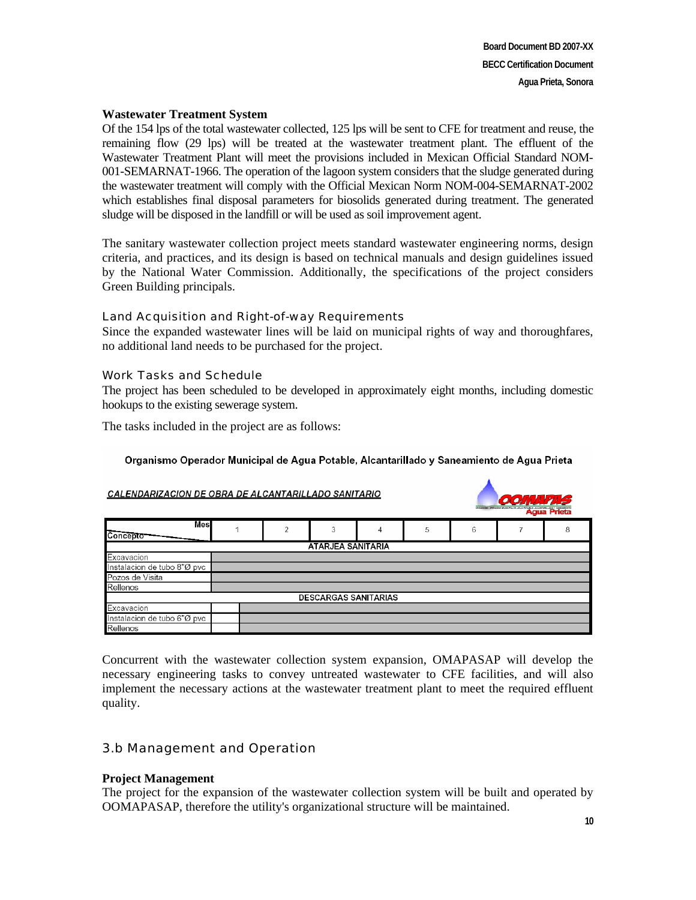### Wastewater Treatment System

Of the 154 lps of the total wastewater collected, 125 lps will be sent to CFE for treatment and reuse, the remaining flow (29 lps) will be treated at the wastewater treatment plant. The effluent of the Wastewater Treatment Plant will meet the provisions included in Mexican Official Standard NOM-001-SEMARNAT-1966. The operation of the lagoon system considers that the sludge generated during the wastewater treatment will comply with the Official Mexican Norm NOM-004-SEMARNAT-2002 which establishes final disposal parameters for biosolids generated during treatment. The generated sludge will be disposed in the landfill or will be used as soil improvement agent.

The sanitary wastewater collection project meets standard wastewater engineering norms, design criteria, and practices, and its design is based on technical manuals and design guidelines issued by the National Water Commission. Additionally, the specifications of the project considers Green Building principals.

### Land Acquisition and Right-of-way Requirements

Since the expanded wastewater lines will be laid on municipal rights of way and thoroughfares, no additional land needs to be purchased for the project.

### Work Tasks and Schedule

The project has been scheduled to be developed in approximately eight months, including domestic hookups to the existing sewerage system.

The tasks included in the project are as follows:

**Organismo Operador Municipal de Agua Potable, Alcantarillado y Saneamiento de Agua Prieta**

*CALENDARIZACION DE OBRA DE ALCANTARILLADO SANITARIO*

| Concepto / Mes | 1 | 2 | 3 | 4 | 5 | 6 | 7 | 8 |
|---|---|---|---|---|---|---|---|---|
| **ATARJEA SANITARIA** | | | | | | | | |
| Excavacion | ■ | ■ | ■ | ■ | ■ | ■ | ■ | ■ |
| Instalacion de tubo 8"Ø pvc | ■ | ■ | ■ | ■ | ■ | ■ | ■ | ■ |
| Pozos de Visita | ■ | ■ | ■ | ■ | ■ | ■ | ■ | ■ |
| Rellenos | ■ | ■ | ■ | ■ | ■ | ■ | ■ | ■ |
| **DESCARGAS SANITARIAS** | | | | | | | | |
| Excavacion | | ■ | ■ | ■ | ■ | ■ | ■ | ■ |
| Instalacion de tubo 6"Ø pvc | | ■ | ■ | ■ | ■ | ■ | ■ | ■ |
| Rellenos | | ■ | ■ | ■ | ■ | ■ | ■ | ■ |

Concurrent with the wastewater collection system expansion, OMAPASAP will develop the necessary engineering tasks to convey untreated wastewater to CFE facilities, and will also implement the necessary actions at the wastewater treatment plant to meet the required effluent quality.

## 3.b Management and Operation

### Project Management

The project for the expansion of the wastewater collection system will be built and operated by OOMAPASAP, therefore the utility's organizational structure will be maintained.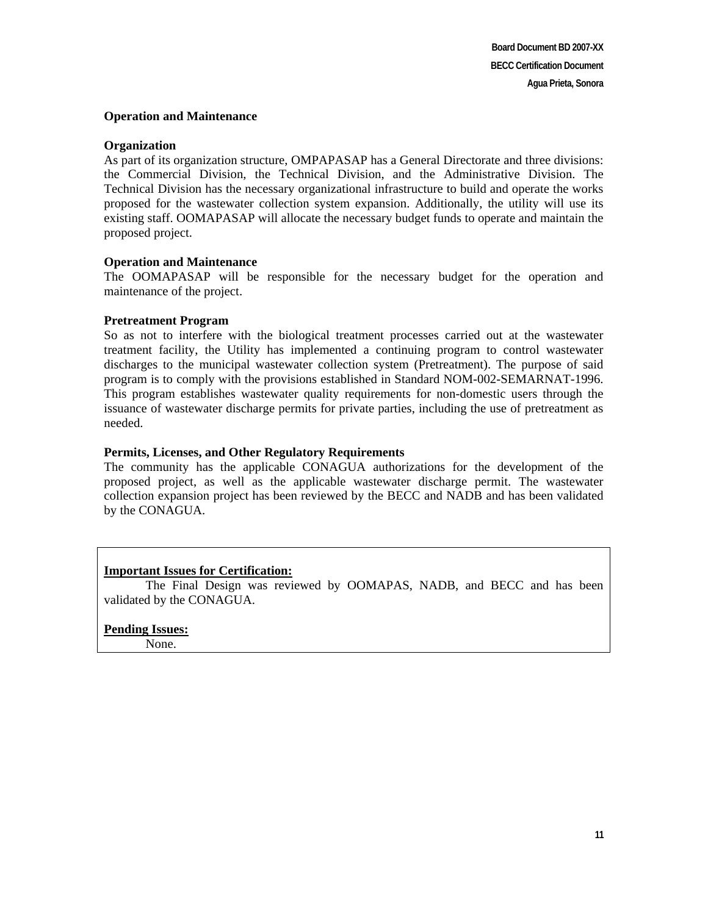### Operation and Maintenance

#### Organization

As part of its organization structure, OMPAPASAP has a General Directorate and three divisions: the Commercial Division, the Technical Division, and the Administrative Division. The Technical Division has the necessary organizational infrastructure to build and operate the works proposed for the wastewater collection system expansion. Additionally, the utility will use its existing staff. OOMAPASAP will allocate the necessary budget funds to operate and maintain the proposed project.

#### Operation and Maintenance

The OOMAPASAP will be responsible for the necessary budget for the operation and maintenance of the project.

#### Pretreatment Program

So as not to interfere with the biological treatment processes carried out at the wastewater treatment facility, the Utility has implemented a continuing program to control wastewater discharges to the municipal wastewater collection system (Pretreatment). The purpose of said program is to comply with the provisions established in Standard NOM-002-SEMARNAT-1996. This program establishes wastewater quality requirements for non-domestic users through the issuance of wastewater discharge permits for private parties, including the use of pretreatment as needed.

#### Permits, Licenses, and Other Regulatory Requirements

The community has the applicable CONAGUA authorizations for the development of the proposed project, as well as the applicable wastewater discharge permit. The wastewater collection expansion project has been reviewed by the BECC and NADB and has been validated by the CONAGUA.

---

**Important Issues for Certification:**

The Final Design was reviewed by OOMAPAS, NADB, and BECC and has been validated by the CONAGUA.

**Pending Issues:**

None.

---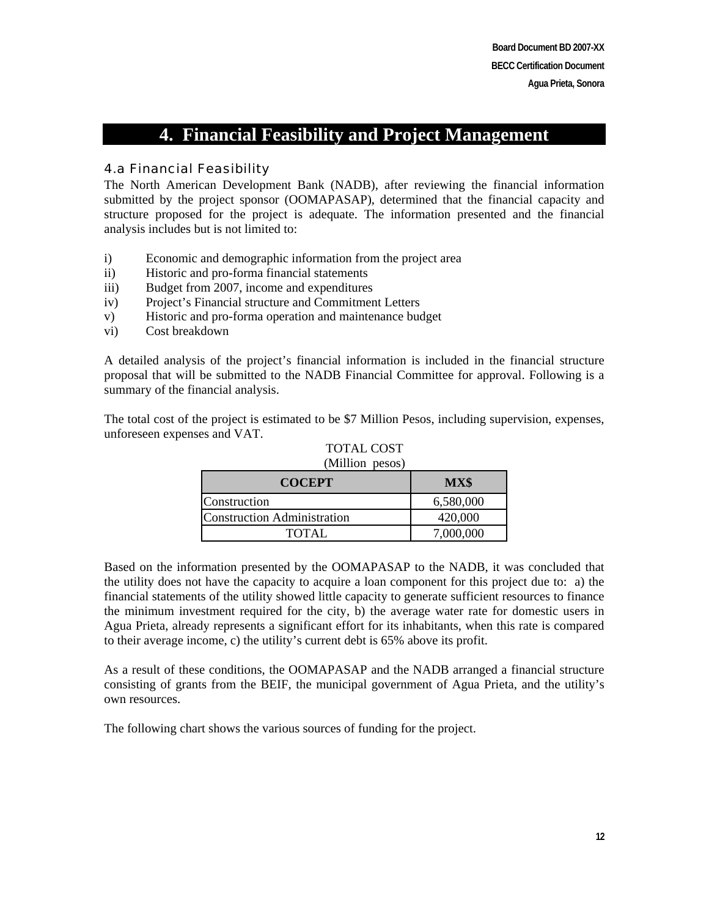# 4. Financial Feasibility and Project Management

## 4.a Financial Feasibility

The North American Development Bank (NADB), after reviewing the financial information submitted by the project sponsor (OOMAPASAP), determined that the financial capacity and structure proposed for the project is adequate. The information presented and the financial analysis includes but is not limited to:

i) Economic and demographic information from the project area
ii) Historic and pro-forma financial statements
iii) Budget from 2007, income and expenditures
iv) Project's Financial structure and Commitment Letters
v) Historic and pro-forma operation and maintenance budget
vi) Cost breakdown

A detailed analysis of the project's financial information is included in the financial structure proposal that will be submitted to the NADB Financial Committee for approval. Following is a summary of the financial analysis.

The total cost of the project is estimated to be $7 Million Pesos, including supervision, expenses, unforeseen expenses and VAT.

TOTAL COST
(Million pesos)

| COCEPT | MX$ |
|---|---|
| Construction | 6,580,000 |
| Construction Administration | 420,000 |
| TOTAL | 7,000,000 |

Based on the information presented by the OOMAPASAP to the NADB, it was concluded that the utility does not have the capacity to acquire a loan component for this project due to: a) the financial statements of the utility showed little capacity to generate sufficient resources to finance the minimum investment required for the city, b) the average water rate for domestic users in Agua Prieta, already represents a significant effort for its inhabitants, when this rate is compared to their average income, c) the utility's current debt is 65% above its profit.

As a result of these conditions, the OOMAPASAP and the NADB arranged a financial structure consisting of grants from the BEIF, the municipal government of Agua Prieta, and the utility's own resources.

The following chart shows the various sources of funding for the project.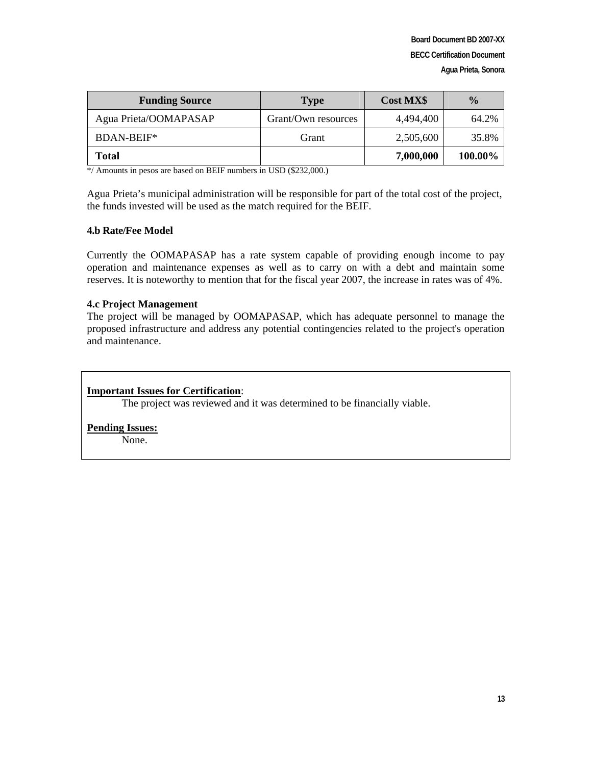| Funding Source | Type | Cost MX$ | % |
|---|---|---|---|
| Agua Prieta/OOMAPASAP | Grant/Own resources | 4,494,400 | 64.2% |
| BDAN-BEIF* | Grant | 2,505,600 | 35.8% |
| **Total** | | **7,000,000** | **100.00%** |

*/ Amounts in pesos are based on BEIF numbers in USD ($232,000.)

Agua Prieta's municipal administration will be responsible for part of the total cost of the project, the funds invested will be used as the match required for the BEIF.

**4.b Rate/Fee Model**

Currently the OOMAPASAP has a rate system capable of providing enough income to pay operation and maintenance expenses as well as to carry on with a debt and maintain some reserves. It is noteworthy to mention that for the fiscal year 2007, the increase in rates was of 4%.

**4.c Project Management**

The project will be managed by OOMAPASAP, which has adequate personnel to manage the proposed infrastructure and address any potential contingencies related to the project's operation and maintenance.

**Important Issues for Certification**:

The project was reviewed and it was determined to be financially viable.

**Pending Issues:**

None.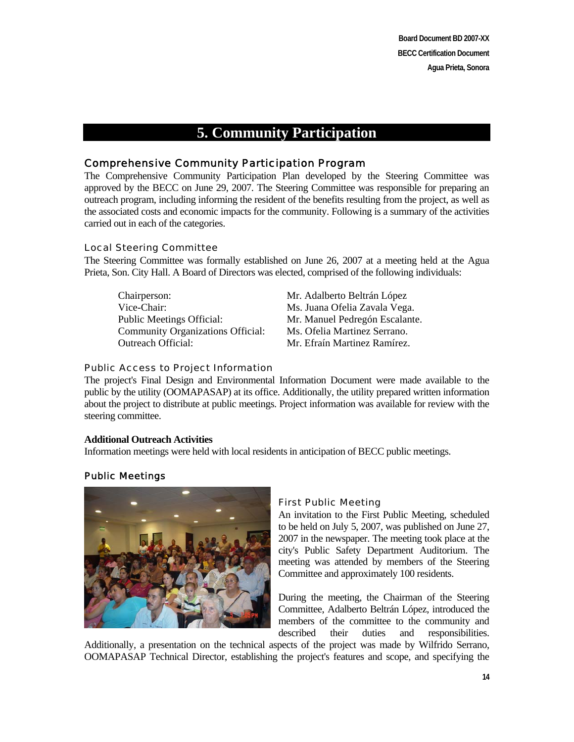# 5. Community Participation

## Comprehensive Community Participation Program

The Comprehensive Community Participation Plan developed by the Steering Committee was approved by the BECC on June 29, 2007. The Steering Committee was responsible for preparing an outreach program, including informing the resident of the benefits resulting from the project, as well as the associated costs and economic impacts for the community. Following is a summary of the activities carried out in each of the categories.

### Local Steering Committee

The Steering Committee was formally established on June 26, 2007 at a meeting held at the Agua Prieta, Son. City Hall. A Board of Directors was elected, comprised of the following individuals:

| | |
|---|---|
| Chairperson: | Mr. Adalberto Beltrán López |
| Vice-Chair: | Ms. Juana Ofelia Zavala Vega. |
| Public Meetings Official: | Mr. Manuel Pedregón Escalante. |
| Community Organizations Official: | Ms. Ofelia Martinez Serrano. |
| Outreach Official: | Mr. Efraín Martinez Ramírez. |

### Public Access to Project Information

The project's Final Design and Environmental Information Document were made available to the public by the utility (OOMAPASAP) at its office. Additionally, the utility prepared written information about the project to distribute at public meetings. Project information was available for review with the steering committee.

**Additional Outreach Activities**

Information meetings were held with local residents in anticipation of BECC public meetings.

### Public Meetings

#### First Public Meeting

An invitation to the First Public Meeting, scheduled to be held on July 5, 2007, was published on June 27, 2007 in the newspaper. The meeting took place at the city's Public Safety Department Auditorium. The meeting was attended by members of the Steering Committee and approximately 100 residents.

During the meeting, the Chairman of the Steering Committee, Adalberto Beltrán López, introduced the members of the committee to the community and described their duties and responsibilities. Additionally, a presentation on the technical aspects of the project was made by Wilfrido Serrano, OOMAPASAP Technical Director, establishing the project's features and scope, and specifying the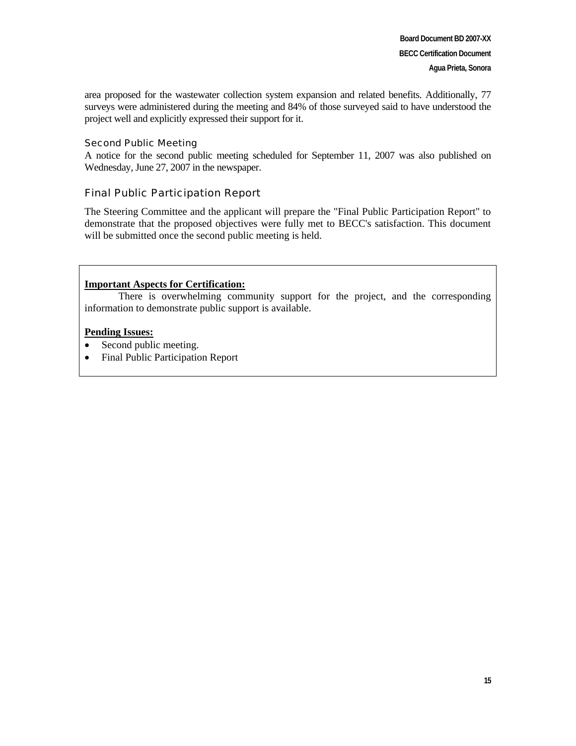area proposed for the wastewater collection system expansion and related benefits. Additionally, 77 surveys were administered during the meeting and 84% of those surveyed said to have understood the project well and explicitly expressed their support for it.

#### Second Public Meeting

A notice for the second public meeting scheduled for September 11, 2007 was also published on Wednesday, June 27, 2007 in the newspaper.

### Final Public Participation Report

The Steering Committee and the applicant will prepare the "Final Public Participation Report" to demonstrate that the proposed objectives were fully met to BECC's satisfaction. This document will be submitted once the second public meeting is held.

**Important Aspects for Certification:**

There is overwhelming community support for the project, and the corresponding information to demonstrate public support is available.

**Pending Issues:**

- Second public meeting.
- Final Public Participation Report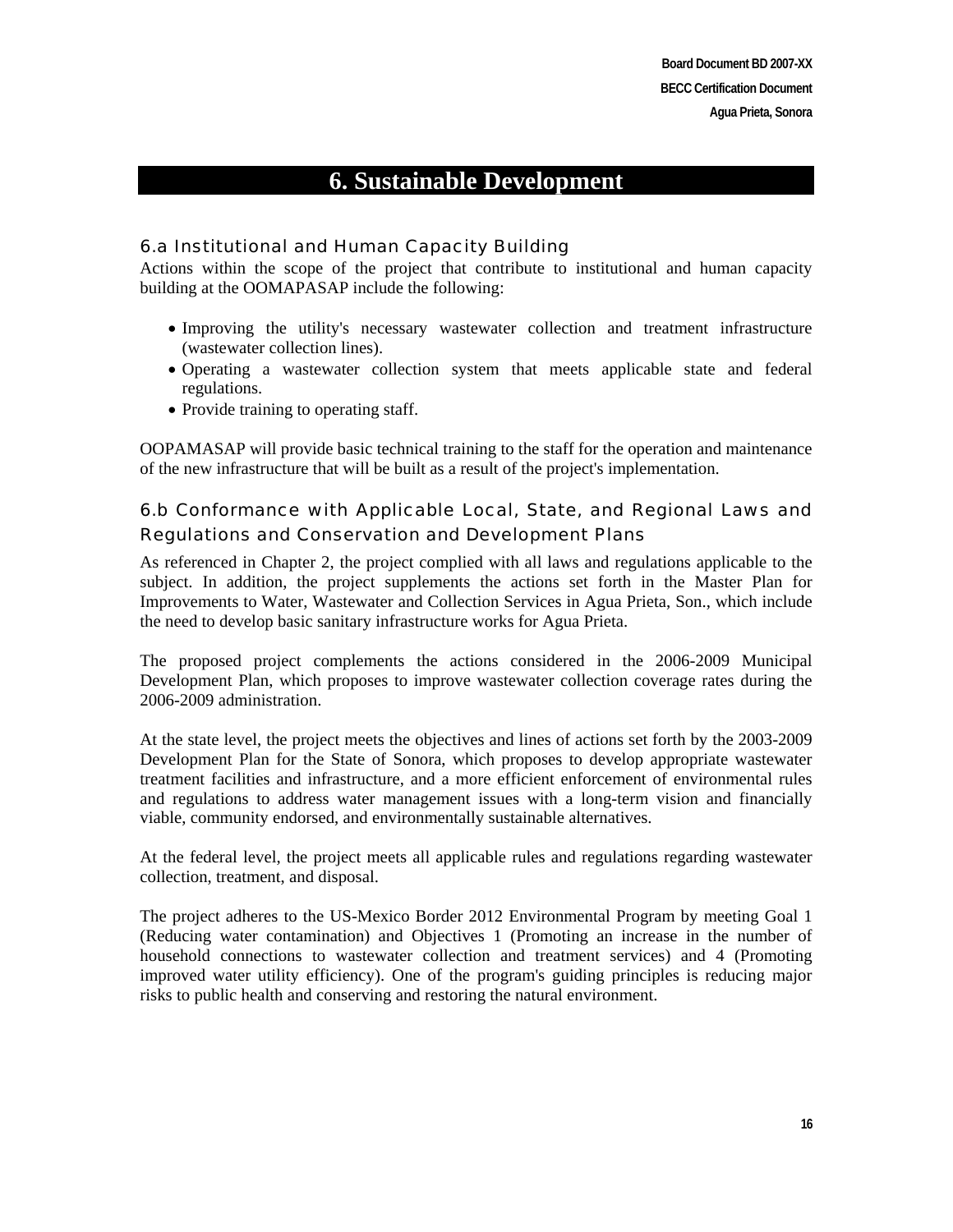# 6. Sustainable Development

## 6.a Institutional and Human Capacity Building

Actions within the scope of the project that contribute to institutional and human capacity building at the OOMAPASAP include the following:

- Improving the utility's necessary wastewater collection and treatment infrastructure (wastewater collection lines).
- Operating a wastewater collection system that meets applicable state and federal regulations.
- Provide training to operating staff.

OOPAMASAP will provide basic technical training to the staff for the operation and maintenance of the new infrastructure that will be built as a result of the project's implementation.

## 6.b Conformance with Applicable Local, State, and Regional Laws and Regulations and Conservation and Development Plans

As referenced in Chapter 2, the project complied with all laws and regulations applicable to the subject. In addition, the project supplements the actions set forth in the Master Plan for Improvements to Water, Wastewater and Collection Services in Agua Prieta, Son., which include the need to develop basic sanitary infrastructure works for Agua Prieta.

The proposed project complements the actions considered in the 2006-2009 Municipal Development Plan, which proposes to improve wastewater collection coverage rates during the 2006-2009 administration.

At the state level, the project meets the objectives and lines of actions set forth by the 2003-2009 Development Plan for the State of Sonora, which proposes to develop appropriate wastewater treatment facilities and infrastructure, and a more efficient enforcement of environmental rules and regulations to address water management issues with a long-term vision and financially viable, community endorsed, and environmentally sustainable alternatives.

At the federal level, the project meets all applicable rules and regulations regarding wastewater collection, treatment, and disposal.

The project adheres to the US-Mexico Border 2012 Environmental Program by meeting Goal 1 (Reducing water contamination) and Objectives 1 (Promoting an increase in the number of household connections to wastewater collection and treatment services) and 4 (Promoting improved water utility efficiency). One of the program's guiding principles is reducing major risks to public health and conserving and restoring the natural environment.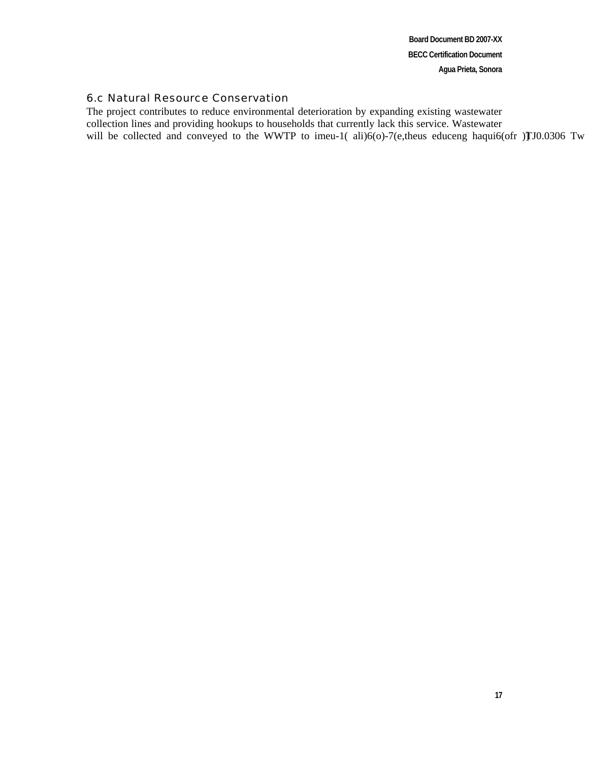### 6.c Natural Resource Conservation

The project contributes to reduce environmental deterioration by expanding existing wastewater collection lines and providing hookups to households that currently lack this service. Wastewater will be collected and conveyed to the WWTP to imeu-1( ali)6(o)-7(e,theus educeng haqui6(ofr )]TJ0.0306 Tw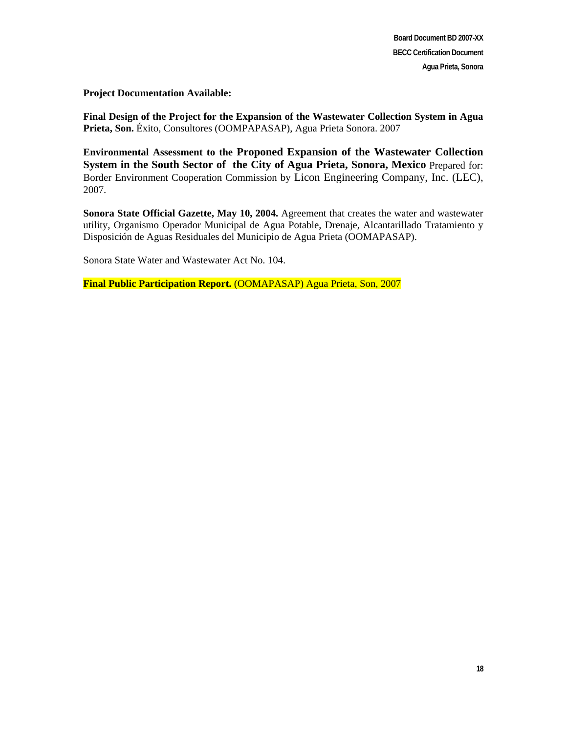**Project Documentation Available:**

**Final Design of the Project for the Expansion of the Wastewater Collection System in Agua Prieta, Son.** Éxito, Consultores (OOMPAPASAP), Agua Prieta Sonora. 2007

**Environmental Assessment to the Proponed Expansion of the Wastewater Collection System in the South Sector of the City of Agua Prieta, Sonora, Mexico** Prepared for: Border Environment Cooperation Commission by Licon Engineering Company, Inc. (LEC), 2007.

**Sonora State Official Gazette, May 10, 2004.** Agreement that creates the water and wastewater utility, Organismo Operador Municipal de Agua Potable, Drenaje, Alcantarillado Tratamiento y Disposición de Aguas Residuales del Municipio de Agua Prieta (OOMAPASAP).

Sonora State Water and Wastewater Act No. 104.

**Final Public Participation Report.** (OOMAPASAP) Agua Prieta, Son, 2007